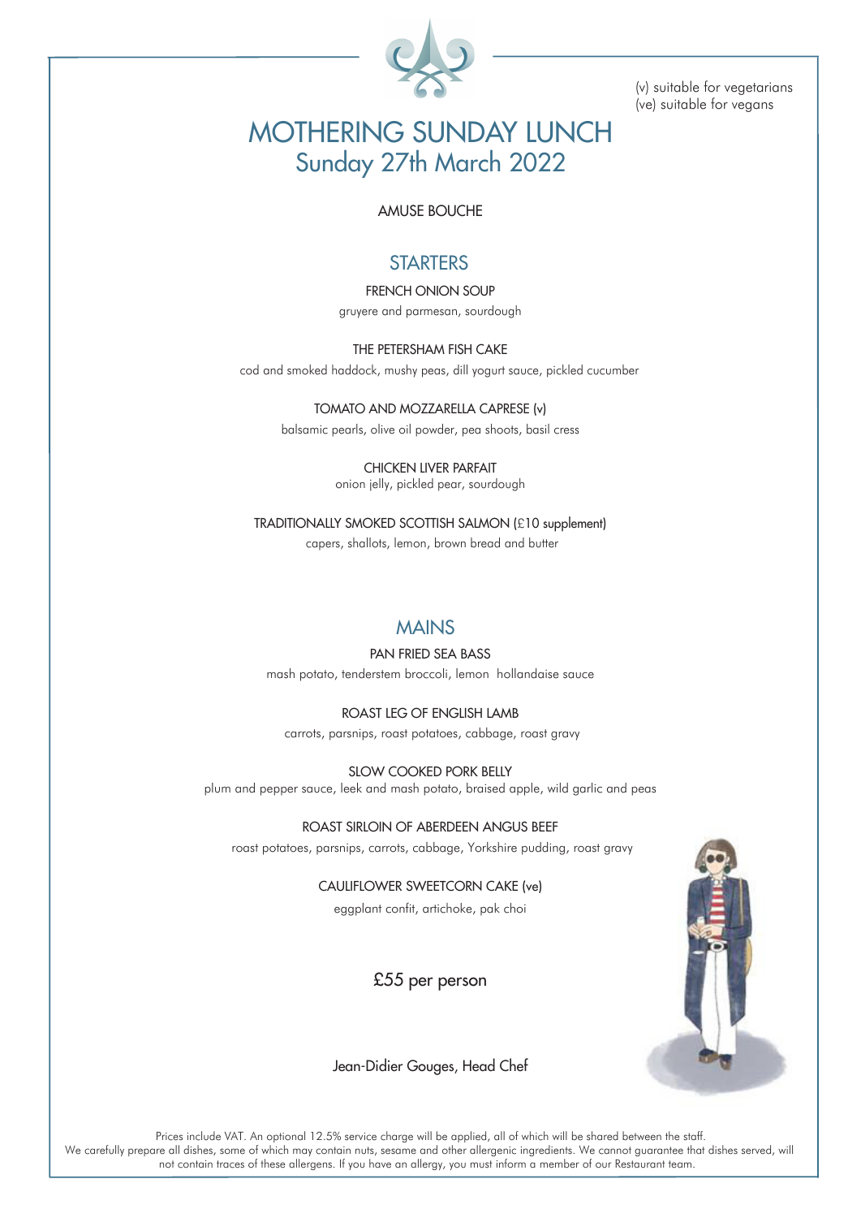(v) suitable for vegetarians
(ve) suitable for vegans

# MOTHERING SUNDAY LUNCH
## Sunday 27th March 2022

AMUSE BOUCHE

## STARTERS

FRENCH ONION SOUP
gruyere and parmesan, sourdough

THE PETERSHAM FISH CAKE
cod and smoked haddock, mushy peas, dill yogurt sauce, pickled cucumber

TOMATO AND MOZZARELLA CAPRESE (v)
balsamic pearls, olive oil powder, pea shoots, basil cress

CHICKEN LIVER PARFAIT
onion jelly, pickled pear, sourdough

TRADITIONALLY SMOKED SCOTTISH SALMON (£10 supplement)
capers, shallots, lemon, brown bread and butter

## MAINS

PAN FRIED SEA BASS
mash potato, tenderstem broccoli, lemon hollandaise sauce

ROAST LEG OF ENGLISH LAMB
carrots, parsnips, roast potatoes, cabbage, roast gravy

SLOW COOKED PORK BELLY
plum and pepper sauce, leek and mash potato, braised apple, wild garlic and peas

ROAST SIRLOIN OF ABERDEEN ANGUS BEEF
roast potatoes, parsnips, carrots, cabbage, Yorkshire pudding, roast gravy

CAULIFLOWER SWEETCORN CAKE (ve)
eggplant confit, artichoke, pak choi

£55 per person

Jean-Didier Gouges, Head Chef

Prices include VAT. An optional 12.5% service charge will be applied, all of which will be shared between the staff.
We carefully prepare all dishes, some of which may contain nuts, sesame and other allergenic ingredients. We cannot guarantee that dishes served, will not contain traces of these allergens. If you have an allergy, you must inform a member of our Restaurant team.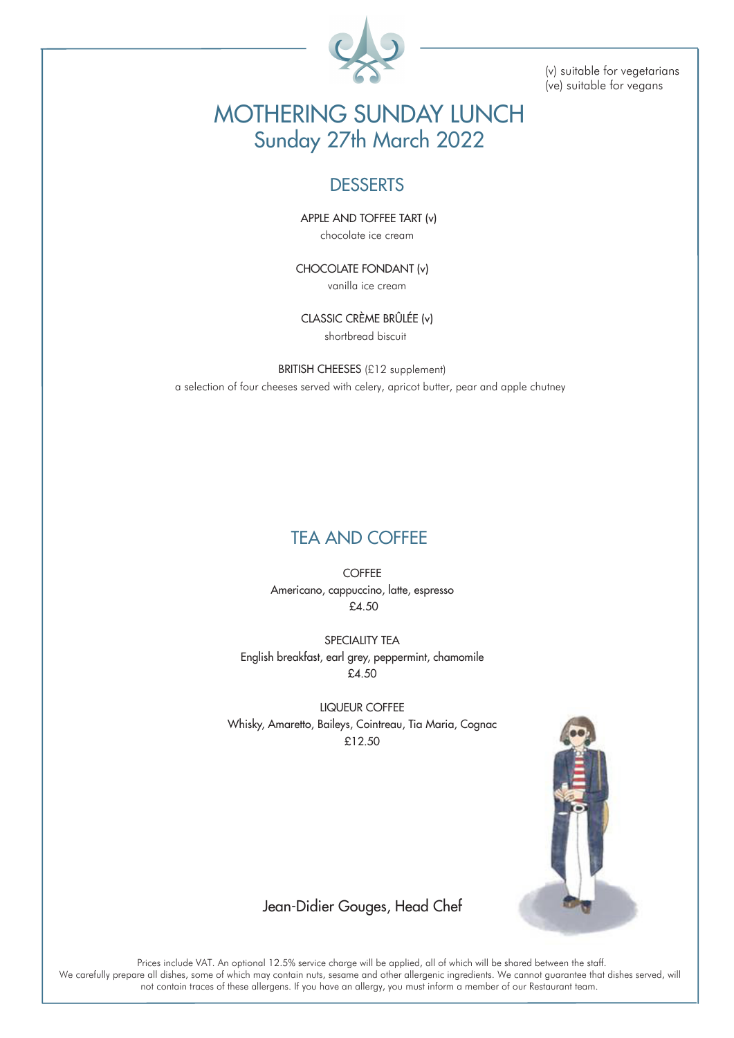(v) suitable for vegetarians
(ve) suitable for vegans

# MOTHERING SUNDAY LUNCH
## Sunday 27th March 2022

## DESSERTS

APPLE AND TOFFEE TART (v)
chocolate ice cream

CHOCOLATE FONDANT (v)
vanilla ice cream

CLASSIC CRÈME BRÛLÉE (v)
shortbread biscuit

BRITISH CHEESES (£12 supplement)
a selection of four cheeses served with celery, apricot butter, pear and apple chutney

## TEA AND COFFEE

COFFEE
Americano, cappuccino, latte, espresso
£4.50

SPECIALITY TEA
English breakfast, earl grey, peppermint, chamomile
£4.50

LIQUEUR COFFEE
Whisky, Amaretto, Baileys, Cointreau, Tia Maria, Cognac
£12.50

Jean-Didier Gouges, Head Chef

Prices include VAT. An optional 12.5% service charge will be applied, all of which will be shared between the staff.
We carefully prepare all dishes, some of which may contain nuts, sesame and other allergenic ingredients. We cannot guarantee that dishes served, will not contain traces of these allergens. If you have an allergy, you must inform a member of our Restaurant team.